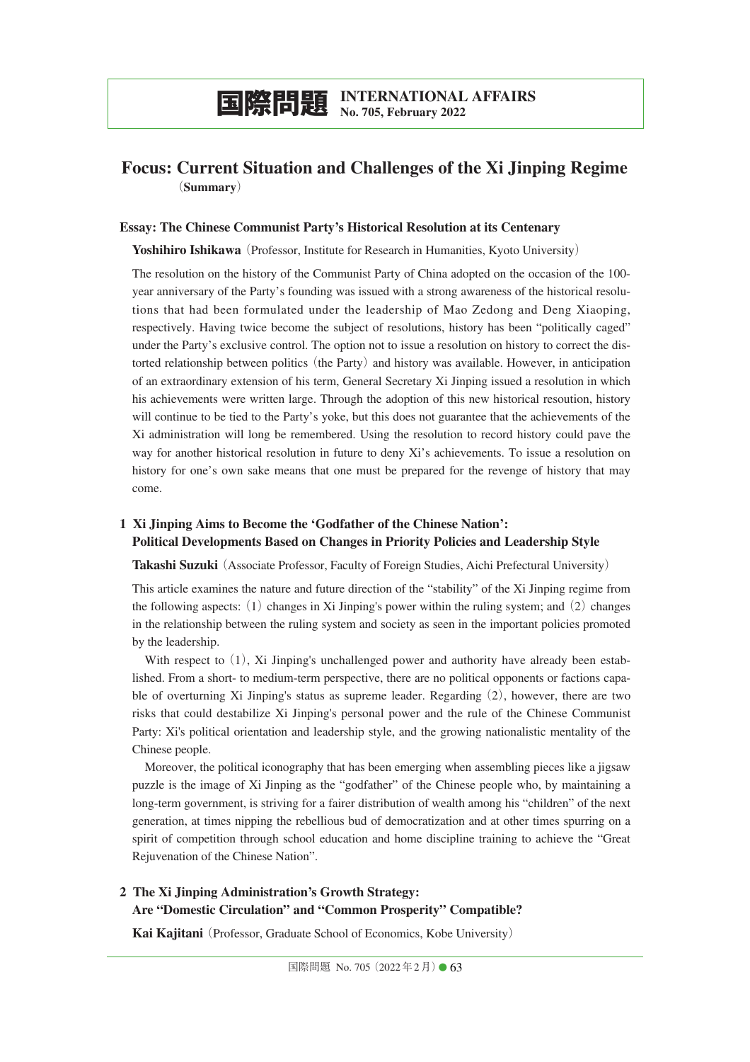# 国際問題 INTERNATIONAL AFFAIRS No. 705, February 2022

## Focus: Current Situation and Challenges of the Xi Jinping Regime
(Summary)

### Essay: The Chinese Communist Party's Historical Resolution at its Centenary

**Yoshihiro Ishikawa** (Professor, Institute for Research in Humanities, Kyoto University)

The resolution on the history of the Communist Party of China adopted on the occasion of the 100-year anniversary of the Party's founding was issued with a strong awareness of the historical resolutions that had been formulated under the leadership of Mao Zedong and Deng Xiaoping, respectively. Having twice become the subject of resolutions, history has been "politically caged" under the Party's exclusive control. The option not to issue a resolution on history to correct the distorted relationship between politics (the Party) and history was available. However, in anticipation of an extraordinary extension of his term, General Secretary Xi Jinping issued a resolution in which his achievements were written large. Through the adoption of this new historical resoution, history will continue to be tied to the Party's yoke, but this does not guarantee that the achievements of the Xi administration will long be remembered. Using the resolution to record history could pave the way for another historical resolution in future to deny Xi's achievements. To issue a resolution on history for one's own sake means that one must be prepared for the revenge of history that may come.

### 1 Xi Jinping Aims to Become the 'Godfather of the Chinese Nation': Political Developments Based on Changes in Priority Policies and Leadership Style

**Takashi Suzuki** (Associate Professor, Faculty of Foreign Studies, Aichi Prefectural University)

This article examines the nature and future direction of the "stability" of the Xi Jinping regime from the following aspects: (1) changes in Xi Jinping's power within the ruling system; and (2) changes in the relationship between the ruling system and society as seen in the important policies promoted by the leadership.

With respect to (1), Xi Jinping's unchallenged power and authority have already been established. From a short- to medium-term perspective, there are no political opponents or factions capable of overturning Xi Jinping's status as supreme leader. Regarding (2), however, there are two risks that could destabilize Xi Jinping's personal power and the rule of the Chinese Communist Party: Xi's political orientation and leadership style, and the growing nationalistic mentality of the Chinese people.

Moreover, the political iconography that has been emerging when assembling pieces like a jigsaw puzzle is the image of Xi Jinping as the "godfather" of the Chinese people who, by maintaining a long-term government, is striving for a fairer distribution of wealth among his "children" of the next generation, at times nipping the rebellious bud of democratization and at other times spurring on a spirit of competition through school education and home discipline training to achieve the "Great Rejuvenation of the Chinese Nation".

### 2 The Xi Jinping Administration's Growth Strategy: Are "Domestic Circulation" and "Common Prosperity" Compatible?

**Kai Kajitani** (Professor, Graduate School of Economics, Kobe University)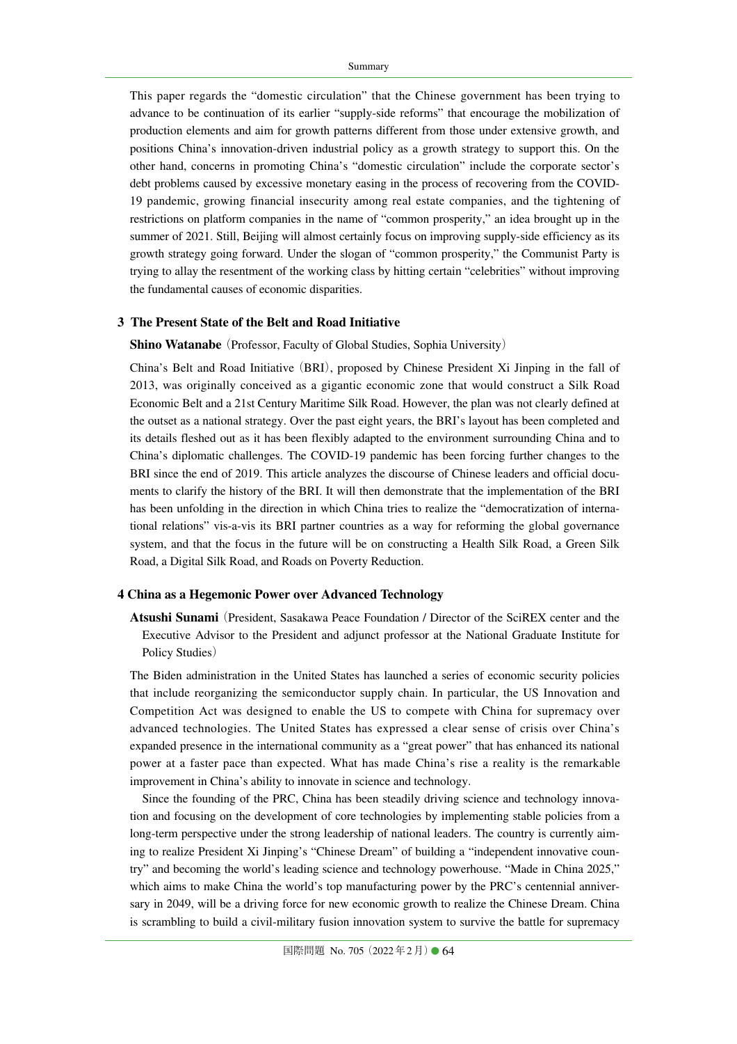This paper regards the "domestic circulation" that the Chinese government has been trying to advance to be continuation of its earlier "supply-side reforms" that encourage the mobilization of production elements and aim for growth patterns different from those under extensive growth, and positions China's innovation-driven industrial policy as a growth strategy to support this. On the other hand, concerns in promoting China's "domestic circulation" include the corporate sector's debt problems caused by excessive monetary easing in the process of recovering from the COVID-19 pandemic, growing financial insecurity among real estate companies, and the tightening of restrictions on platform companies in the name of "common prosperity," an idea brought up in the summer of 2021. Still, Beijing will almost certainly focus on improving supply-side efficiency as its growth strategy going forward. Under the slogan of "common prosperity," the Communist Party is trying to allay the resentment of the working class by hitting certain "celebrities" without improving the fundamental causes of economic disparities.

### 3 The Present State of the Belt and Road Initiative

**Shino Watanabe**（Professor, Faculty of Global Studies, Sophia University）

China's Belt and Road Initiative（BRI）, proposed by Chinese President Xi Jinping in the fall of 2013, was originally conceived as a gigantic economic zone that would construct a Silk Road Economic Belt and a 21st Century Maritime Silk Road. However, the plan was not clearly defined at the outset as a national strategy. Over the past eight years, the BRI's layout has been completed and its details fleshed out as it has been flexibly adapted to the environment surrounding China and to China's diplomatic challenges. The COVID-19 pandemic has been forcing further changes to the BRI since the end of 2019. This article analyzes the discourse of Chinese leaders and official documents to clarify the history of the BRI. It will then demonstrate that the implementation of the BRI has been unfolding in the direction in which China tries to realize the "democratization of international relations" vis-a-vis its BRI partner countries as a way for reforming the global governance system, and that the focus in the future will be on constructing a Health Silk Road, a Green Silk Road, a Digital Silk Road, and Roads on Poverty Reduction.

### 4 China as a Hegemonic Power over Advanced Technology

**Atsushi Sunami**（President, Sasakawa Peace Foundation / Director of the SciREX center and the Executive Advisor to the President and adjunct professor at the National Graduate Institute for Policy Studies）

The Biden administration in the United States has launched a series of economic security policies that include reorganizing the semiconductor supply chain. In particular, the US Innovation and Competition Act was designed to enable the US to compete with China for supremacy over advanced technologies. The United States has expressed a clear sense of crisis over China's expanded presence in the international community as a "great power" that has enhanced its national power at a faster pace than expected. What has made China's rise a reality is the remarkable improvement in China's ability to innovate in science and technology.

Since the founding of the PRC, China has been steadily driving science and technology innovation and focusing on the development of core technologies by implementing stable policies from a long-term perspective under the strong leadership of national leaders. The country is currently aiming to realize President Xi Jinping's "Chinese Dream" of building a "independent innovative country" and becoming the world's leading science and technology powerhouse. "Made in China 2025," which aims to make China the world's top manufacturing power by the PRC's centennial anniversary in 2049, will be a driving force for new economic growth to realize the Chinese Dream. China is scrambling to build a civil-military fusion innovation system to survive the battle for supremacy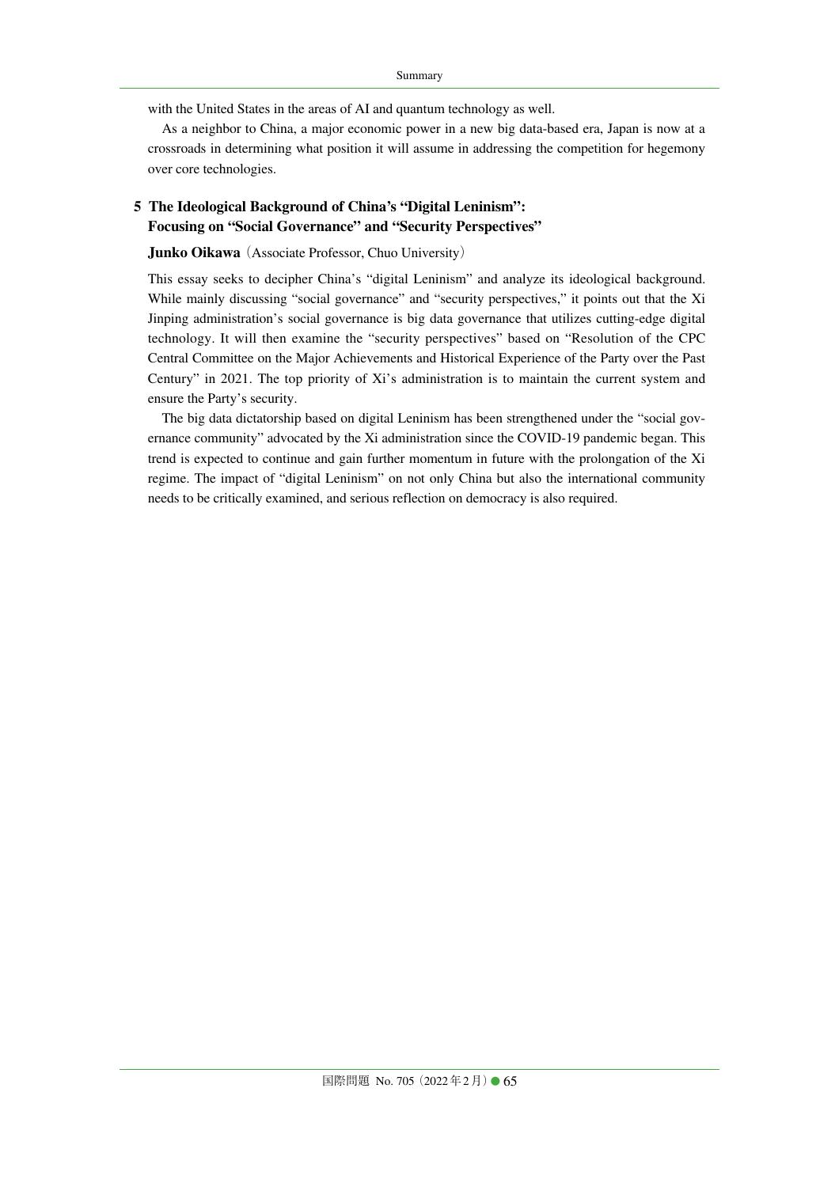with the United States in the areas of AI and quantum technology as well.

As a neighbor to China, a major economic power in a new big data-based era, Japan is now at a crossroads in determining what position it will assume in addressing the competition for hegemony over core technologies.

## 5 The Ideological Background of China's "Digital Leninism": Focusing on "Social Governance" and "Security Perspectives"

**Junko Oikawa** (Associate Professor, Chuo University)

This essay seeks to decipher China's "digital Leninism" and analyze its ideological background. While mainly discussing "social governance" and "security perspectives," it points out that the Xi Jinping administration's social governance is big data governance that utilizes cutting-edge digital technology. It will then examine the "security perspectives" based on "Resolution of the CPC Central Committee on the Major Achievements and Historical Experience of the Party over the Past Century" in 2021. The top priority of Xi's administration is to maintain the current system and ensure the Party's security.

The big data dictatorship based on digital Leninism has been strengthened under the "social governance community" advocated by the Xi administration since the COVID-19 pandemic began. This trend is expected to continue and gain further momentum in future with the prolongation of the Xi regime. The impact of "digital Leninism" on not only China but also the international community needs to be critically examined, and serious reflection on democracy is also required.